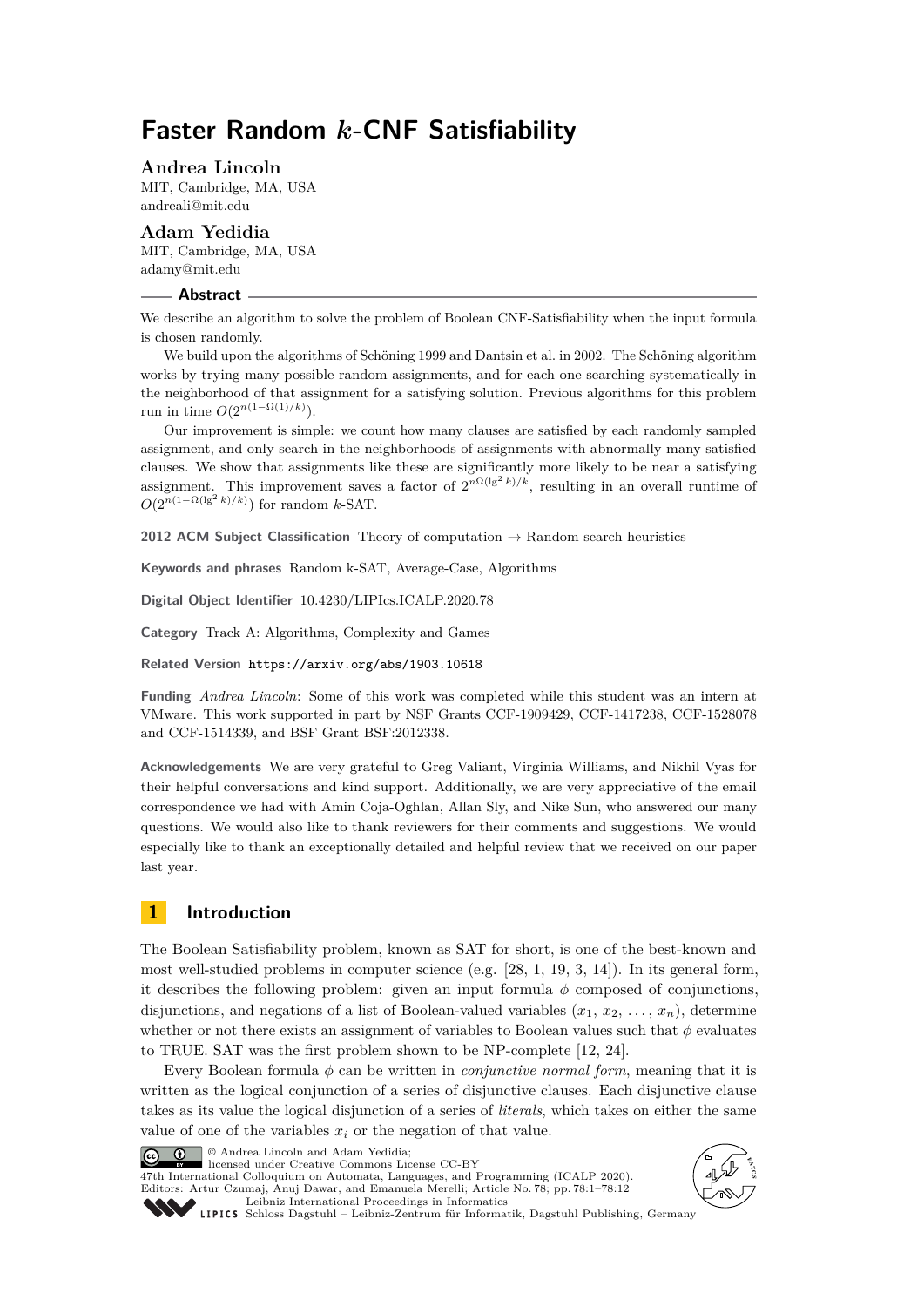# Faster Random $k$-CNF Satisfiability

**Andrea Lincoln**
MIT, Cambridge, MA, USA
andreali@mit.edu

**Adam Yedidia**
MIT, Cambridge, MA, USA
adamy@mit.edu

## Abstract

We describe an algorithm to solve the problem of Boolean CNF-Satisfiability when the input formula is chosen randomly.

We build upon the algorithms of Schöning 1999 and Dantsin et al. in 2002. The Schöning algorithm works by trying many possible random assignments, and for each one searching systematically in the neighborhood of that assignment for a satisfying solution. Previous algorithms for this problem run in time $O(2^{n(1-\Omega(1)/k)})$.

Our improvement is simple: we count how many clauses are satisfied by each randomly sampled assignment, and only search in the neighborhoods of assignments with abnormally many satisfied clauses. We show that assignments like these are significantly more likely to be near a satisfying assignment. This improvement saves a factor of $2^{n\Omega(\lg^2 k)/k}$, resulting in an overall runtime of $O(2^{n(1-\Omega(\lg^2 k)/k)})$ for random $k$-SAT.

**2012 ACM Subject Classification** Theory of computation → Random search heuristics

**Keywords and phrases** Random k-SAT, Average-Case, Algorithms

**Digital Object Identifier** 10.4230/LIPIcs.ICALP.2020.78

**Category** Track A: Algorithms, Complexity and Games

**Related Version** https://arxiv.org/abs/1903.10618

**Funding** *Andrea Lincoln*: Some of this work was completed while this student was an intern at VMware. This work supported in part by NSF Grants CCF-1909429, CCF-1417238, CCF-1528078 and CCF-1514339, and BSF Grant BSF:2012338.

**Acknowledgements** We are very grateful to Greg Valiant, Virginia Williams, and Nikhil Vyas for their helpful conversations and kind support. Additionally, we are very appreciative of the email correspondence we had with Amin Coja-Oghlan, Allan Sly, and Nike Sun, who answered our many questions. We would also like to thank reviewers for their comments and suggestions. We would especially like to thank an exceptionally detailed and helpful review that we received on our paper last year.

## 1 Introduction

The Boolean Satisfiability problem, known as SAT for short, is one of the best-known and most well-studied problems in computer science (e.g. [28, 1, 19, 3, 14]). In its general form, it describes the following problem: given an input formula $\phi$ composed of conjunctions, disjunctions, and negations of a list of Boolean-valued variables $(x_1, x_2, \ldots, x_n)$, determine whether or not there exists an assignment of variables to Boolean values such that $\phi$ evaluates to TRUE. SAT was the first problem shown to be NP-complete [12, 24].

Every Boolean formula $\phi$ can be written in *conjunctive normal form*, meaning that it is written as the logical conjunction of a series of disjunctive clauses. Each disjunctive clause takes as its value the logical disjunction of a series of *literals*, which takes on either the same value of one of the variables $x_i$ or the negation of that value.

© Andrea Lincoln and Adam Yedidia;
licensed under Creative Commons License CC-BY
47th International Colloquium on Automata, Languages, and Programming (ICALP 2020).
Editors: Artur Czumaj, Anuj Dawar, and Emanuela Merelli; Article No. 78; pp. 78:1–78:12
Leibniz International Proceedings in Informatics
Schloss Dagstuhl – Leibniz-Zentrum für Informatik, Dagstuhl Publishing, Germany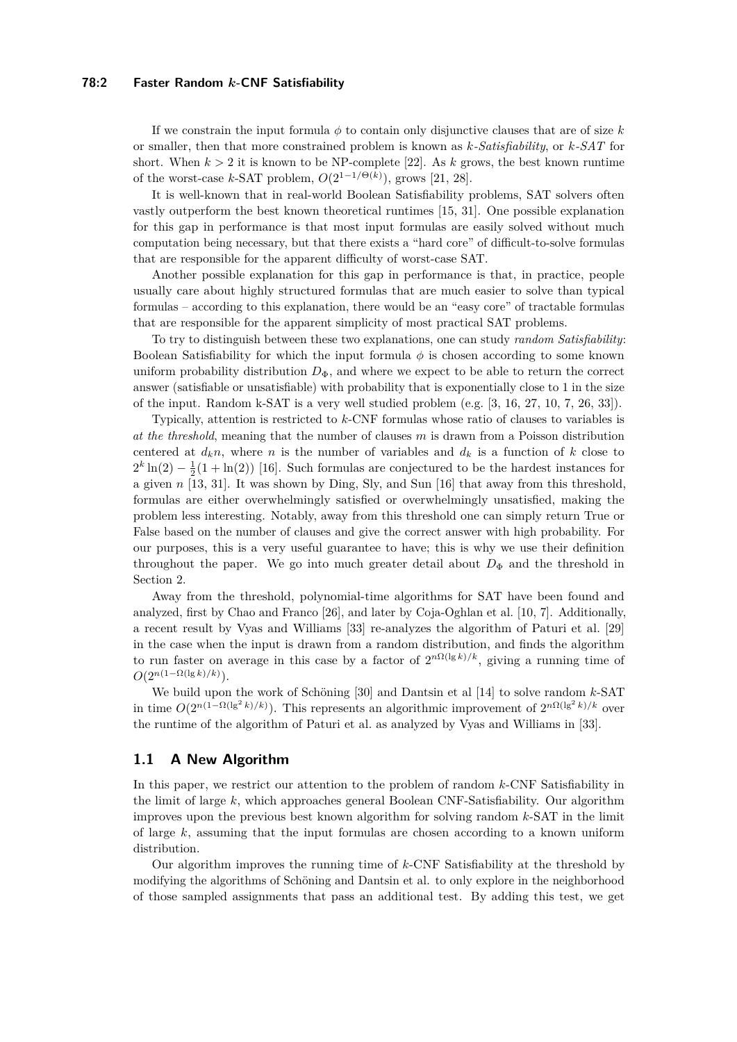If we constrain the input formula $\phi$ to contain only disjunctive clauses that are of size $k$ or smaller, then that more constrained problem is known as *k-Satisfiability*, or *k-SAT* for short. When $k > 2$ it is known to be NP-complete [22]. As $k$ grows, the best known runtime of the worst-case $k$-SAT problem, $O(2^{1-1/\Theta(k)})$, grows [21, 28].

It is well-known that in real-world Boolean Satisfiability problems, SAT solvers often vastly outperform the best known theoretical runtimes [15, 31]. One possible explanation for this gap in performance is that most input formulas are easily solved without much computation being necessary, but that there exists a "hard core" of difficult-to-solve formulas that are responsible for the apparent difficulty of worst-case SAT.

Another possible explanation for this gap in performance is that, in practice, people usually care about highly structured formulas that are much easier to solve than typical formulas – according to this explanation, there would be an "easy core" of tractable formulas that are responsible for the apparent simplicity of most practical SAT problems.

To try to distinguish between these two explanations, one can study *random Satisfiability*: Boolean Satisfiability for which the input formula $\phi$ is chosen according to some known uniform probability distribution $D_\Phi$, and where we expect to be able to return the correct answer (satisfiable or unsatisfiable) with probability that is exponentially close to 1 in the size of the input. Random k-SAT is a very well studied problem (e.g. [3, 16, 27, 10, 7, 26, 33]).

Typically, attention is restricted to $k$-CNF formulas whose ratio of clauses to variables is *at the threshold*, meaning that the number of clauses $m$ is drawn from a Poisson distribution centered at $d_k n$, where $n$ is the number of variables and $d_k$ is a function of $k$ close to $2^k \ln(2) - \frac{1}{2}(1 + \ln(2))$ [16]. Such formulas are conjectured to be the hardest instances for a given $n$ [13, 31]. It was shown by Ding, Sly, and Sun [16] that away from this threshold, formulas are either overwhelmingly satisfied or overwhelmingly unsatisfied, making the problem less interesting. Notably, away from this threshold one can simply return True or False based on the number of clauses and give the correct answer with high probability. For our purposes, this is a very useful guarantee to have; this is why we use their definition throughout the paper. We go into much greater detail about $D_\Phi$ and the threshold in Section 2.

Away from the threshold, polynomial-time algorithms for SAT have been found and analyzed, first by Chao and Franco [26], and later by Coja-Oghlan et al. [10, 7]. Additionally, a recent result by Vyas and Williams [33] re-analyzes the algorithm of Paturi et al. [29] in the case when the input is drawn from a random distribution, and finds the algorithm to run faster on average in this case by a factor of $2^{n\Omega(\lg k)/k}$, giving a running time of $O(2^{n(1-\Omega(\lg k)/k)})$.

We build upon the work of Schöning [30] and Dantsin et al [14] to solve random $k$-SAT in time $O(2^{n(1-\Omega(\lg^2 k)/k)})$. This represents an algorithmic improvement of $2^{n\Omega(\lg^2 k)/k}$ over the runtime of the algorithm of Paturi et al. as analyzed by Vyas and Williams in [33].

## 1.1 A New Algorithm

In this paper, we restrict our attention to the problem of random $k$-CNF Satisfiability in the limit of large $k$, which approaches general Boolean CNF-Satisfiability. Our algorithm improves upon the previous best known algorithm for solving random $k$-SAT in the limit of large $k$, assuming that the input formulas are chosen according to a known uniform distribution.

Our algorithm improves the running time of $k$-CNF Satisfiability at the threshold by modifying the algorithms of Schöning and Dantsin et al. to only explore in the neighborhood of those sampled assignments that pass an additional test. By adding this test, we get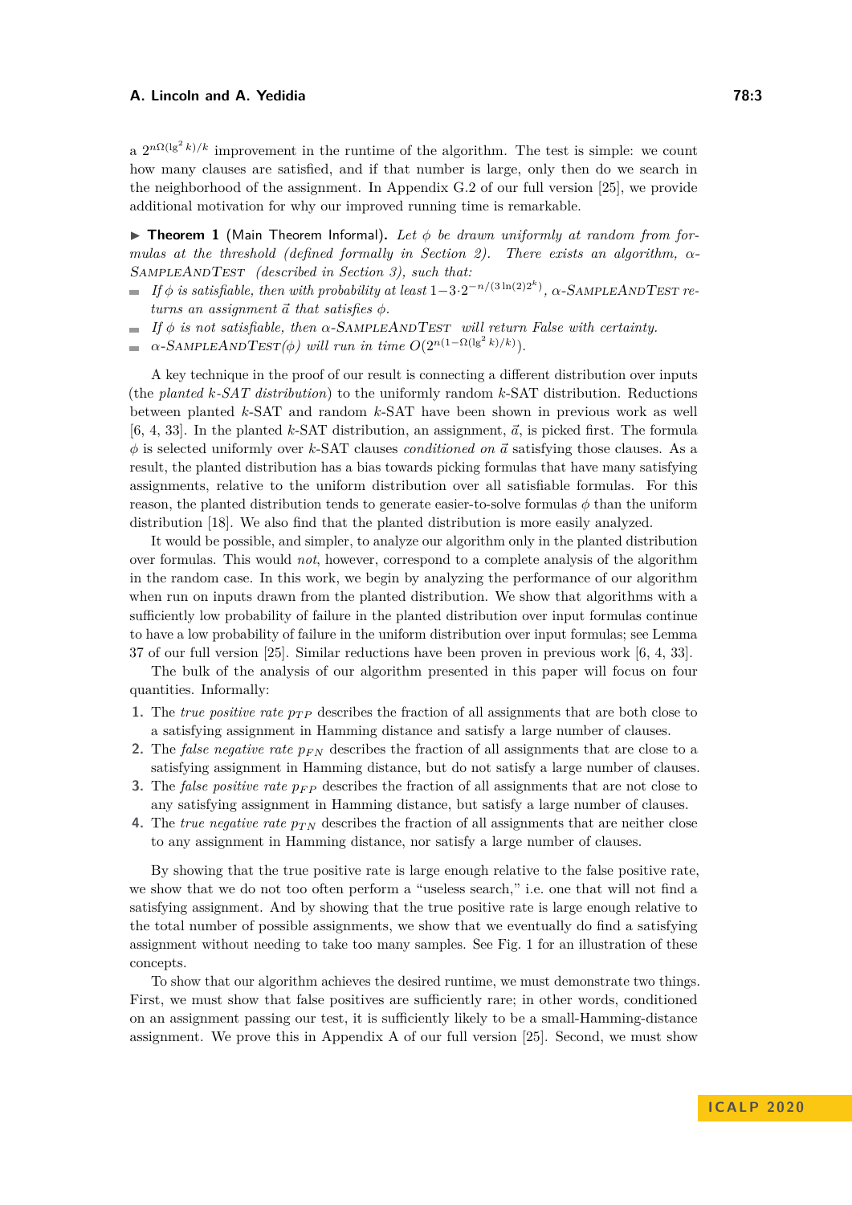a $2^{n\Omega(\lg^2 k)/k}$ improvement in the runtime of the algorithm. The test is simple: we count how many clauses are satisfied, and if that number is large, only then do we search in the neighborhood of the assignment. In Appendix G.2 of our full version [25], we provide additional motivation for why our improved running time is remarkable.

▶ **Theorem 1** (Main Theorem Informal). *Let $\phi$ be drawn uniformly at random from formulas at the threshold (defined formally in Section 2). There exists an algorithm, $\alpha$-SampleAndTest (described in Section 3), such that:*

- *If $\phi$ is satisfiable, then with probability at least $1-3\cdot 2^{-n/(3\ln(2)2^k)}$, $\alpha$-SampleAndTest returns an assignment $\vec{a}$ that satisfies $\phi$.*
- *If $\phi$ is not satisfiable, then $\alpha$-SampleAndTest will return False with certainty.*
- *$\alpha$-SampleAndTest($\phi$) will run in time $O(2^{n(1-\Omega(\lg^2 k)/k)})$.*

A key technique in the proof of our result is connecting a different distribution over inputs (the *planted k-SAT distribution*) to the uniformly random $k$-SAT distribution. Reductions between planted $k$-SAT and random $k$-SAT have been shown in previous work as well [6, 4, 33]. In the planted $k$-SAT distribution, an assignment, $\vec{a}$, is picked first. The formula $\phi$ is selected uniformly over $k$-SAT clauses *conditioned on* $\vec{a}$ satisfying those clauses. As a result, the planted distribution has a bias towards picking formulas that have many satisfying assignments, relative to the uniform distribution over all satisfiable formulas. For this reason, the planted distribution tends to generate easier-to-solve formulas $\phi$ than the uniform distribution [18]. We also find that the planted distribution is more easily analyzed.

It would be possible, and simpler, to analyze our algorithm only in the planted distribution over formulas. This would *not*, however, correspond to a complete analysis of the algorithm in the random case. In this work, we begin by analyzing the performance of our algorithm when run on inputs drawn from the planted distribution. We show that algorithms with a sufficiently low probability of failure in the planted distribution over input formulas continue to have a low probability of failure in the uniform distribution over input formulas; see Lemma 37 of our full version [25]. Similar reductions have been proven in previous work [6, 4, 33].

The bulk of the analysis of our algorithm presented in this paper will focus on four quantities. Informally:

1. The *true positive rate* $p_{TP}$ describes the fraction of all assignments that are both close to a satisfying assignment in Hamming distance and satisfy a large number of clauses.
2. The *false negative rate* $p_{FN}$ describes the fraction of all assignments that are close to a satisfying assignment in Hamming distance, but do not satisfy a large number of clauses.
3. The *false positive rate* $p_{FP}$ describes the fraction of all assignments that are not close to any satisfying assignment in Hamming distance, but satisfy a large number of clauses.
4. The *true negative rate* $p_{TN}$ describes the fraction of all assignments that are neither close to any assignment in Hamming distance, nor satisfy a large number of clauses.

By showing that the true positive rate is large enough relative to the false positive rate, we show that we do not too often perform a "useless search," i.e. one that will not find a satisfying assignment. And by showing that the true positive rate is large enough relative to the total number of possible assignments, we show that we eventually do find a satisfying assignment without needing to take too many samples. See Fig. 1 for an illustration of these concepts.

To show that our algorithm achieves the desired runtime, we must demonstrate two things. First, we must show that false positives are sufficiently rare; in other words, conditioned on an assignment passing our test, it is sufficiently likely to be a small-Hamming-distance assignment. We prove this in Appendix A of our full version [25]. Second, we must show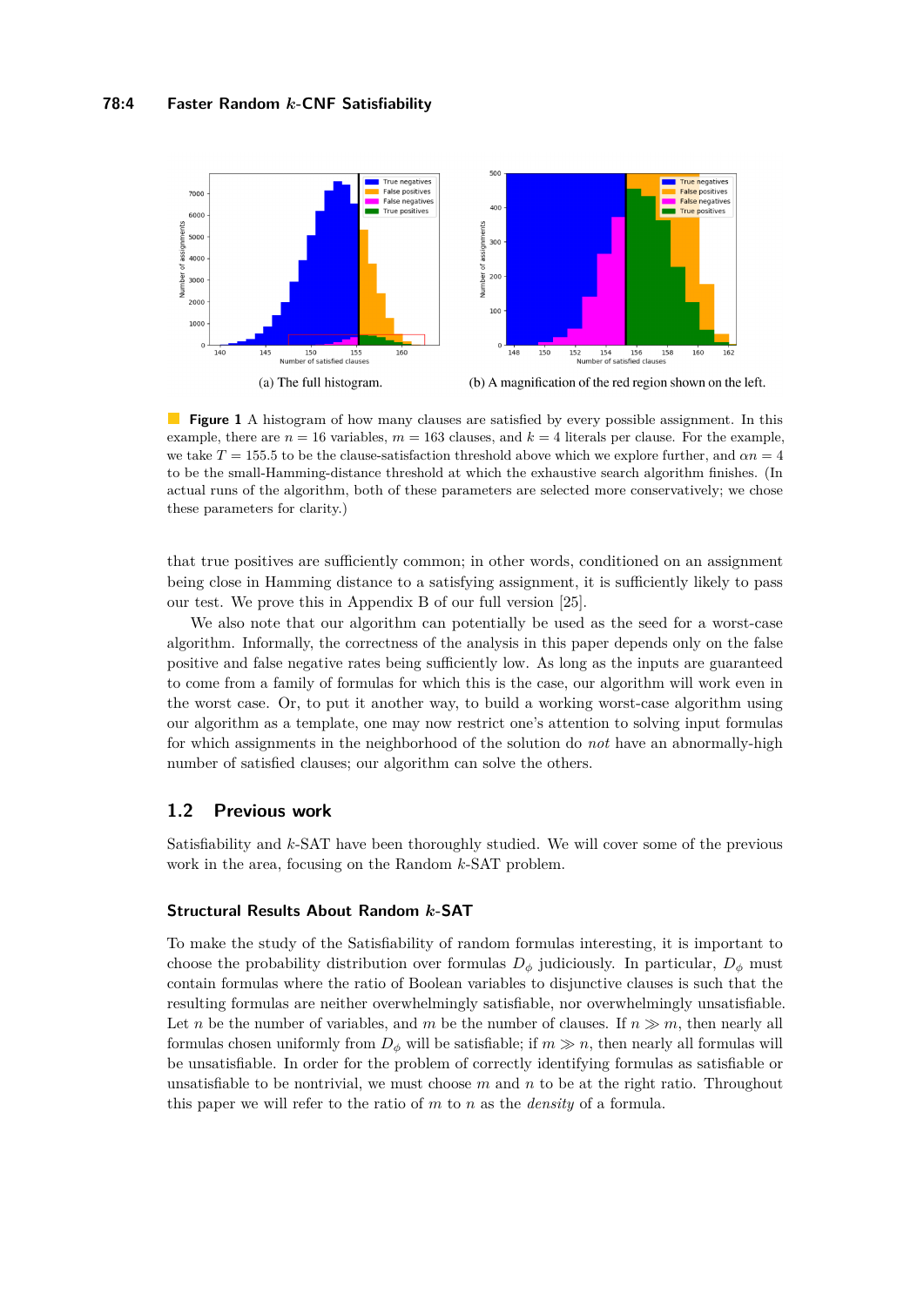(a) The full histogram.

(b) A magnification of the red region shown on the left.

**Figure 1** A histogram of how many clauses are satisfied by every possible assignment. In this example, there are $n = 16$ variables, $m = 163$ clauses, and $k = 4$ literals per clause. For the example, we take $T = 155.5$ to be the clause-satisfaction threshold above which we explore further, and $\alpha n = 4$ to be the small-Hamming-distance threshold at which the exhaustive search algorithm finishes. (In actual runs of the algorithm, both of these parameters are selected more conservatively; we chose these parameters for clarity.)

that true positives are sufficiently common; in other words, conditioned on an assignment being close in Hamming distance to a satisfying assignment, it is sufficiently likely to pass our test. We prove this in Appendix B of our full version [25].

We also note that our algorithm can potentially be used as the seed for a worst-case algorithm. Informally, the correctness of the analysis in this paper depends only on the false positive and false negative rates being sufficiently low. As long as the inputs are guaranteed to come from a family of formulas for which this is the case, our algorithm will work even in the worst case. Or, to put it another way, to build a working worst-case algorithm using our algorithm as a template, one may now restrict one's attention to solving input formulas for which assignments in the neighborhood of the solution do *not* have an abnormally-high number of satisfied clauses; our algorithm can solve the others.

## 1.2 Previous work

Satisfiability and $k$-SAT have been thoroughly studied. We will cover some of the previous work in the area, focusing on the Random $k$-SAT problem.

### Structural Results About Random $k$-SAT

To make the study of the Satisfiability of random formulas interesting, it is important to choose the probability distribution over formulas $D_\phi$ judiciously. In particular, $D_\phi$ must contain formulas where the ratio of Boolean variables to disjunctive clauses is such that the resulting formulas are neither overwhelmingly satisfiable, nor overwhelmingly unsatisfiable. Let $n$ be the number of variables, and $m$ be the number of clauses. If $n \gg m$, then nearly all formulas chosen uniformly from $D_\phi$ will be satisfiable; if $m \gg n$, then nearly all formulas will be unsatisfiable. In order for the problem of correctly identifying formulas as satisfiable or unsatisfiable to be nontrivial, we must choose $m$ and $n$ to be at the right ratio. Throughout this paper we will refer to the ratio of $m$ to $n$ as the *density* of a formula.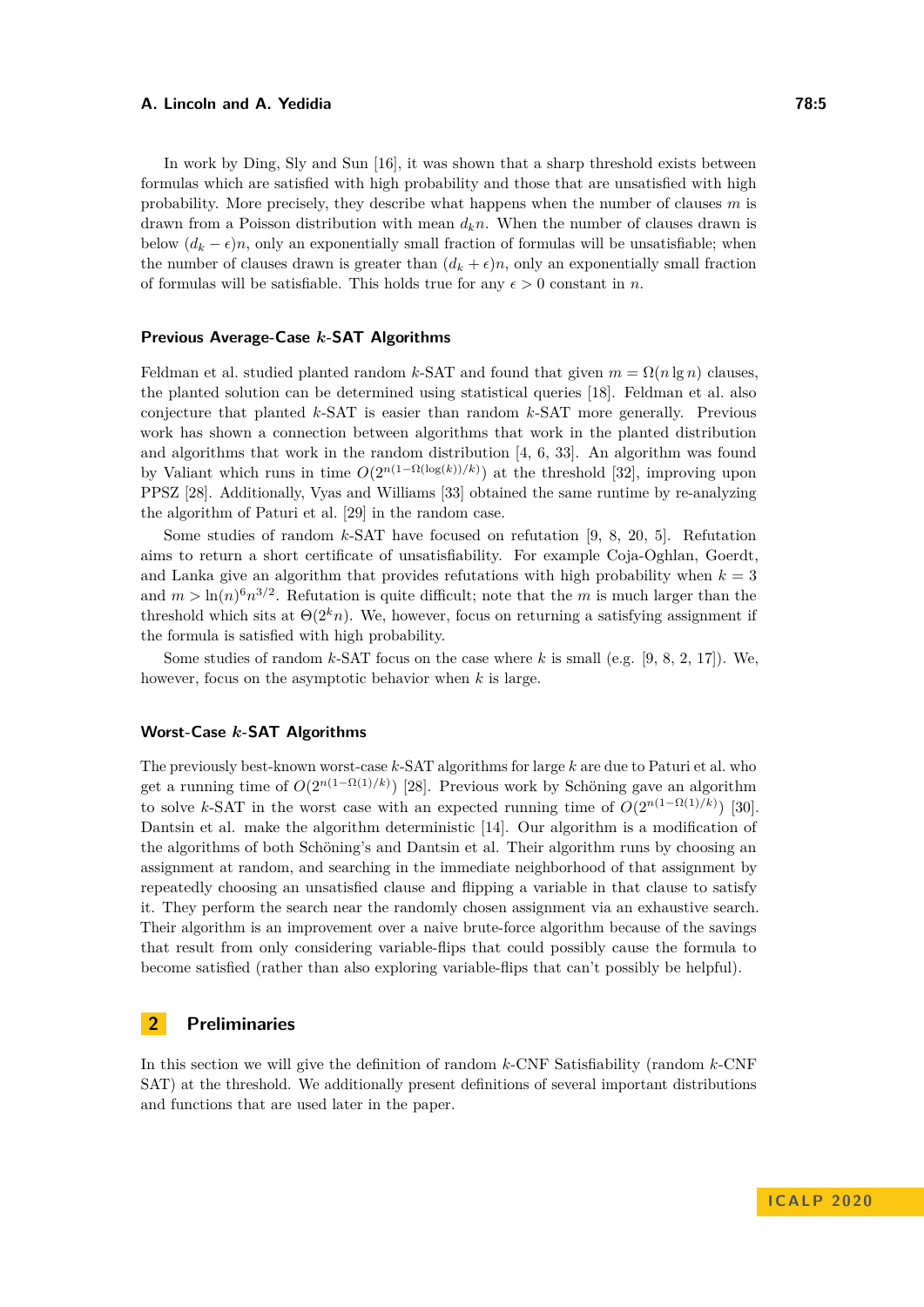In work by Ding, Sly and Sun [16], it was shown that a sharp threshold exists between formulas which are satisfied with high probability and those that are unsatisfied with high probability. More precisely, they describe what happens when the number of clauses $m$ is drawn from a Poisson distribution with mean $d_k n$. When the number of clauses drawn is below $(d_k - \epsilon)n$, only an exponentially small fraction of formulas will be unsatisfiable; when the number of clauses drawn is greater than $(d_k + \epsilon)n$, only an exponentially small fraction of formulas will be satisfiable. This holds true for any $\epsilon > 0$ constant in $n$.

### Previous Average-Case $k$-SAT Algorithms

Feldman et al. studied planted random $k$-SAT and found that given $m = \Omega(n \lg n)$ clauses, the planted solution can be determined using statistical queries [18]. Feldman et al. also conjecture that planted $k$-SAT is easier than random $k$-SAT more generally. Previous work has shown a connection between algorithms that work in the planted distribution and algorithms that work in the random distribution [4, 6, 33]. An algorithm was found by Valiant which runs in time $O(2^{n(1-\Omega(\log(k))/k)})$ at the threshold [32], improving upon PPSZ [28]. Additionally, Vyas and Williams [33] obtained the same runtime by re-analyzing the algorithm of Paturi et al. [29] in the random case.

Some studies of random $k$-SAT have focused on refutation [9, 8, 20, 5]. Refutation aims to return a short certificate of unsatisfiability. For example Coja-Oghlan, Goerdt, and Lanka give an algorithm that provides refutations with high probability when $k = 3$ and $m > \ln(n)^6 n^{3/2}$. Refutation is quite difficult; note that the $m$ is much larger than the threshold which sits at $\Theta(2^k n)$. We, however, focus on returning a satisfying assignment if the formula is satisfied with high probability.

Some studies of random $k$-SAT focus on the case where $k$ is small (e.g. [9, 8, 2, 17]). We, however, focus on the asymptotic behavior when $k$ is large.

### Worst-Case $k$-SAT Algorithms

The previously best-known worst-case $k$-SAT algorithms for large $k$ are due to Paturi et al. who get a running time of $O(2^{n(1-\Omega(1)/k)})$ [28]. Previous work by Schöning gave an algorithm to solve $k$-SAT in the worst case with an expected running time of $O(2^{n(1-\Omega(1)/k)})$ [30]. Dantsin et al. make the algorithm deterministic [14]. Our algorithm is a modification of the algorithms of both Schöning's and Dantsin et al. Their algorithm runs by choosing an assignment at random, and searching in the immediate neighborhood of that assignment by repeatedly choosing an unsatisfied clause and flipping a variable in that clause to satisfy it. They perform the search near the randomly chosen assignment via an exhaustive search. Their algorithm is an improvement over a naive brute-force algorithm because of the savings that result from only considering variable-flips that could possibly cause the formula to become satisfied (rather than also exploring variable-flips that can't possibly be helpful).

## 2 Preliminaries

In this section we will give the definition of random $k$-CNF Satisfiability (random $k$-CNF SAT) at the threshold. We additionally present definitions of several important distributions and functions that are used later in the paper.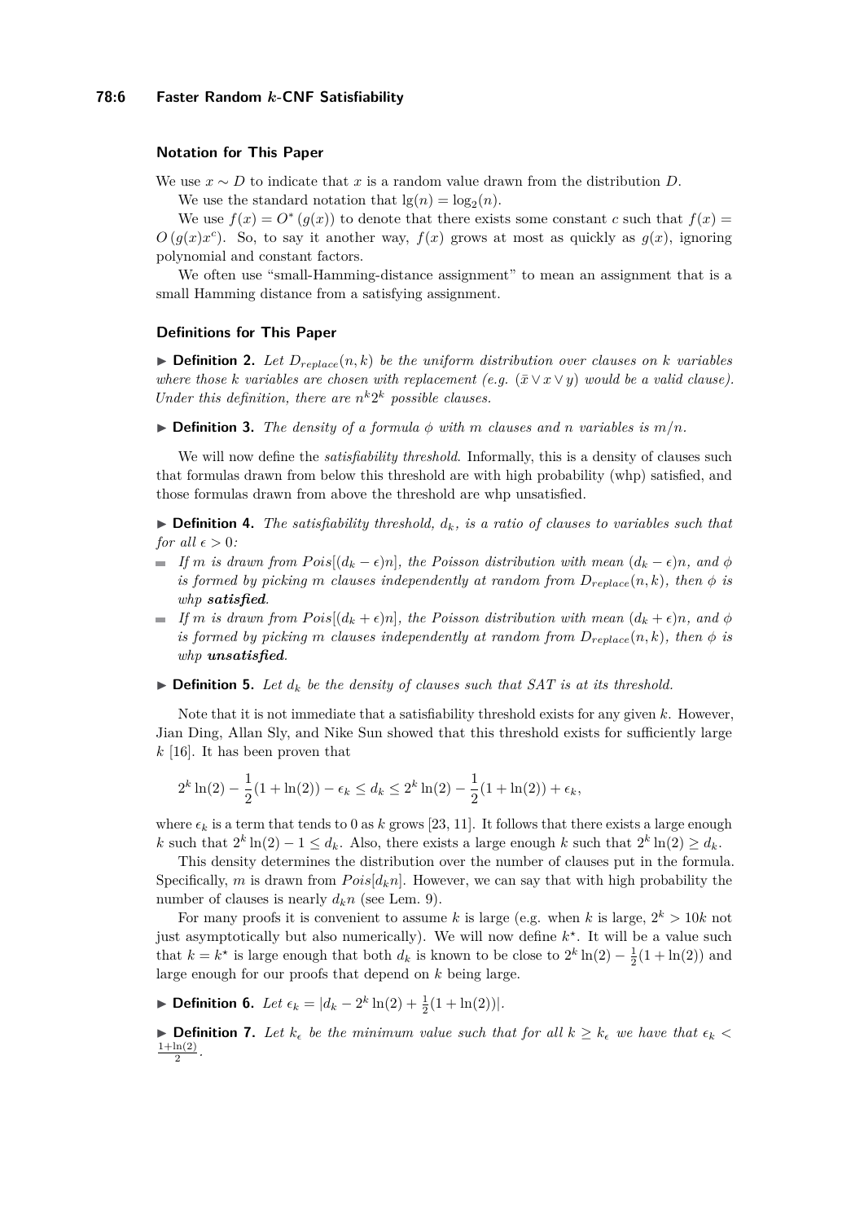### Notation for This Paper

We use $x \sim D$ to indicate that $x$ is a random value drawn from the distribution $D$.

We use the standard notation that $\lg(n) = \log_2(n)$.

We use $f(x) = O^*(g(x))$ to denote that there exists some constant $c$ such that $f(x) = O(g(x)x^c)$. So, to say it another way, $f(x)$ grows at most as quickly as $g(x)$, ignoring polynomial and constant factors.

We often use "small-Hamming-distance assignment" to mean an assignment that is a small Hamming distance from a satisfying assignment.

### Definitions for This Paper

▶ **Definition 2.** *Let $D_{replace}(n, k)$ be the uniform distribution over clauses on $k$ variables where those $k$ variables are chosen with replacement (e.g. $(\bar{x} \vee x \vee y)$ would be a valid clause). Under this definition, there are $n^k 2^k$ possible clauses.*

▶ **Definition 3.** *The density of a formula $\phi$ with $m$ clauses and $n$ variables is $m/n$.*

We will now define the *satisfiability threshold*. Informally, this is a density of clauses such that formulas drawn from below this threshold are with high probability (whp) satisfied, and those formulas drawn from above the threshold are whp unsatisfied.

▶ **Definition 4.** *The satisfiability threshold, $d_k$, is a ratio of clauses to variables such that for all $\epsilon > 0$:*

- *If $m$ is drawn from $Pois[(d_k - \epsilon)n]$, the Poisson distribution with mean $(d_k - \epsilon)n$, and $\phi$ is formed by picking $m$ clauses independently at random from $D_{replace}(n, k)$, then $\phi$ is whp* ***satisfied****.*
- *If $m$ is drawn from $Pois[(d_k + \epsilon)n]$, the Poisson distribution with mean $(d_k + \epsilon)n$, and $\phi$ is formed by picking $m$ clauses independently at random from $D_{replace}(n, k)$, then $\phi$ is whp* ***unsatisfied****.*

▶ **Definition 5.** *Let $d_k$ be the density of clauses such that SAT is at its threshold.*

Note that it is not immediate that a satisfiability threshold exists for any given $k$. However, Jian Ding, Allan Sly, and Nike Sun showed that this threshold exists for sufficiently large $k$ [16]. It has been proven that

$$2^k \ln(2) - \frac{1}{2}(1 + \ln(2)) - \epsilon_k \leq d_k \leq 2^k \ln(2) - \frac{1}{2}(1 + \ln(2)) + \epsilon_k,$$

where $\epsilon_k$ is a term that tends to 0 as $k$ grows [23, 11]. It follows that there exists a large enough $k$ such that $2^k \ln(2) - 1 \leq d_k$. Also, there exists a large enough $k$ such that $2^k \ln(2) \geq d_k$.

This density determines the distribution over the number of clauses put in the formula. Specifically, $m$ is drawn from $Pois[d_k n]$. However, we can say that with high probability the number of clauses is nearly $d_k n$ (see Lem. 9).

For many proofs it is convenient to assume $k$ is large (e.g. when $k$ is large, $2^k > 10k$ not just asymptotically but also numerically). We will now define $k^\star$. It will be a value such that $k = k^\star$ is large enough that both $d_k$ is known to be close to $2^k \ln(2) - \frac{1}{2}(1 + \ln(2))$ and large enough for our proofs that depend on $k$ being large.

▶ **Definition 6.** *Let $\epsilon_k = |d_k - 2^k \ln(2) + \frac{1}{2}(1 + \ln(2))|$.*

▶ **Definition 7.** *Let $k_\epsilon$ be the minimum value such that for all $k \geq k_\epsilon$ we have that $\epsilon_k < \frac{1+\ln(2)}{2}$.*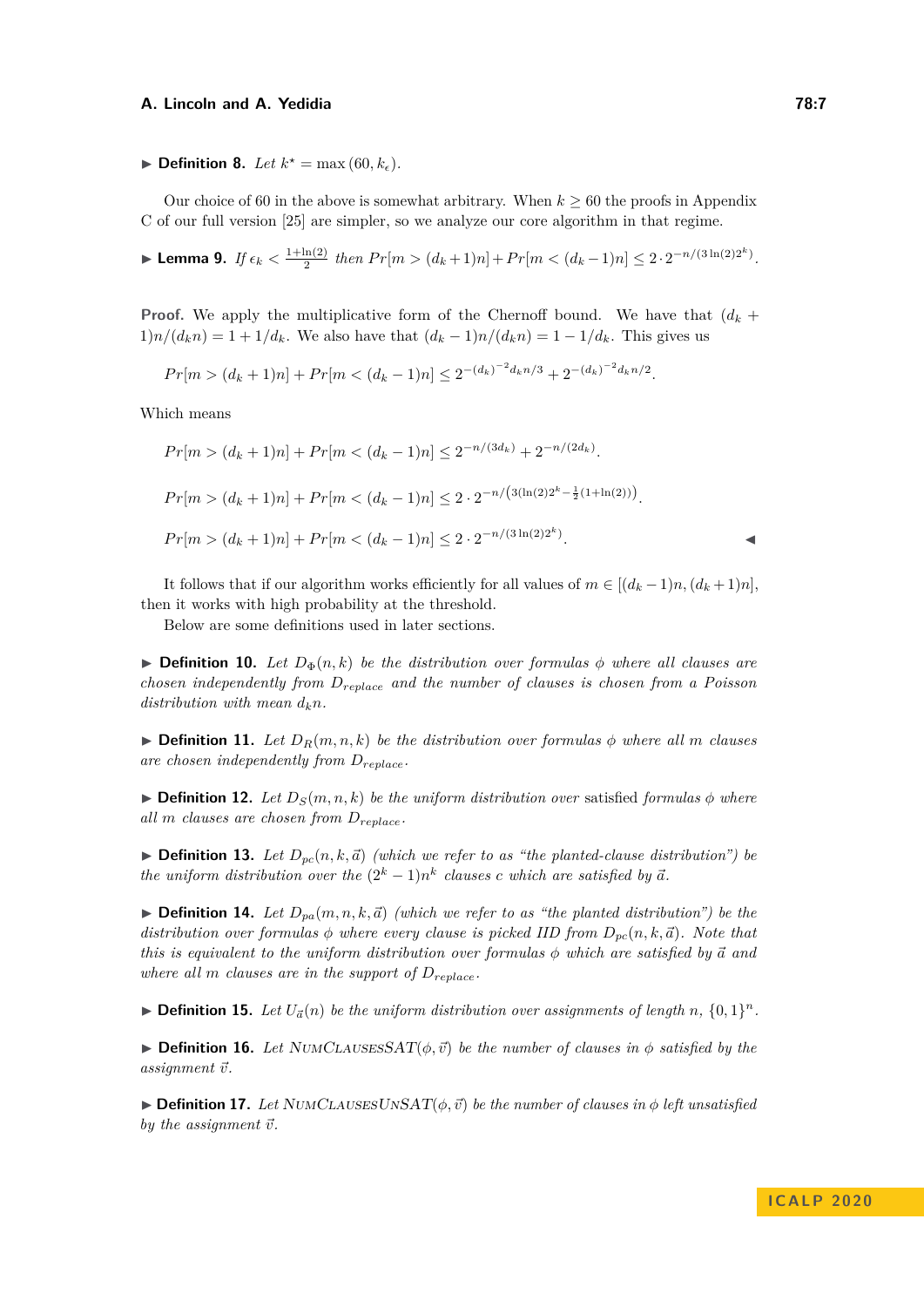▶ **Definition 8.** *Let $k^\star = \max(60, k_\epsilon)$.*

Our choice of 60 in the above is somewhat arbitrary. When $k \geq 60$ the proofs in Appendix C of our full version [25] are simpler, so we analyze our core algorithm in that regime.

▶ **Lemma 9.** *If $\epsilon_k < \frac{1+\ln(2)}{2}$ then $Pr[m > (d_k+1)n] + Pr[m < (d_k-1)n] \leq 2 \cdot 2^{-n/(3\ln(2)2^k)}$.*

**Proof.** We apply the multiplicative form of the Chernoff bound. We have that $(d_k + 1)n/(d_k n) = 1 + 1/d_k$. We also have that $(d_k-1)n/(d_k n) = 1 - 1/d_k$. This gives us

$$Pr[m > (d_k+1)n] + Pr[m < (d_k-1)n] \leq 2^{-(d_k)^{-2} d_k n/3} + 2^{-(d_k)^{-2} d_k n/2}.$$

Which means

$$Pr[m > (d_k+1)n] + Pr[m < (d_k-1)n] \leq 2^{-n/(3d_k)} + 2^{-n/(2d_k)}.$$

$$Pr[m > (d_k+1)n] + Pr[m < (d_k-1)n] \leq 2 \cdot 2^{-n/\left(3(\ln(2)2^k - \frac{1}{2}(1+\ln(2))\right)}.$$

$$Pr[m > (d_k+1)n] + Pr[m < (d_k-1)n] \leq 2 \cdot 2^{-n/(3\ln(2)2^k)}.$$ ◀

It follows that if our algorithm works efficiently for all values of $m \in [(d_k-1)n, (d_k+1)n]$, then it works with high probability at the threshold.

Below are some definitions used in later sections.

▶ **Definition 10.** *Let $D_\Phi(n,k)$ be the distribution over formulas $\phi$ where all clauses are chosen independently from $D_{replace}$ and the number of clauses is chosen from a Poisson distribution with mean $d_k n$.*

▶ **Definition 11.** *Let $D_R(m,n,k)$ be the distribution over formulas $\phi$ where all $m$ clauses are chosen independently from $D_{replace}$.*

▶ **Definition 12.** *Let $D_S(m,n,k)$ be the uniform distribution over* satisfied *formulas $\phi$ where all $m$ clauses are chosen from $D_{replace}$.*

▶ **Definition 13.** *Let $D_{pc}(n,k,\vec{a})$ (which we refer to as "the planted-clause distribution") be the uniform distribution over the $(2^k-1)n^k$ clauses $c$ which are satisfied by $\vec{a}$.*

▶ **Definition 14.** *Let $D_{pa}(m,n,k,\vec{a})$ (which we refer to as "the planted distribution") be the distribution over formulas $\phi$ where every clause is picked IID from $D_{pc}(n,k,\vec{a})$. Note that this is equivalent to the uniform distribution over formulas $\phi$ which are satisfied by $\vec{a}$ and where all $m$ clauses are in the support of $D_{replace}$.*

▶ **Definition 15.** *Let $U_{\vec{a}}(n)$ be the uniform distribution over assignments of length $n$, $\{0,1\}^n$.*

▶ **Definition 16.** *Let NumClausesSAT$(\phi, \vec{v})$ be the number of clauses in $\phi$ satisfied by the assignment $\vec{v}$.*

▶ **Definition 17.** *Let NumClausesUnSAT$(\phi, \vec{v})$ be the number of clauses in $\phi$ left unsatisfied by the assignment $\vec{v}$.*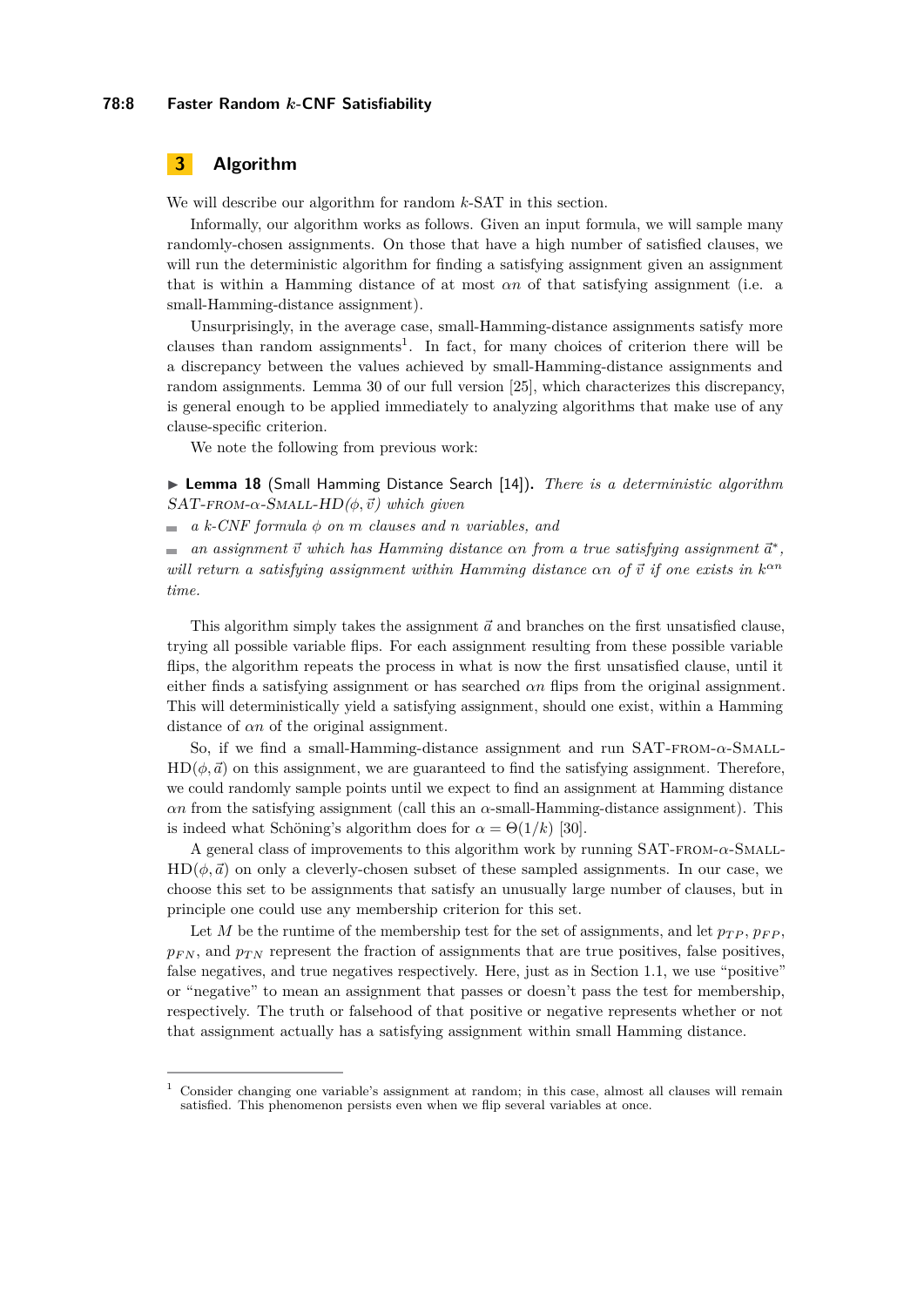## 3 Algorithm

We will describe our algorithm for random $k$-SAT in this section.

Informally, our algorithm works as follows. Given an input formula, we will sample many randomly-chosen assignments. On those that have a high number of satisfied clauses, we will run the deterministic algorithm for finding a satisfying assignment given an assignment that is within a Hamming distance of at most $\alpha n$ of that satisfying assignment (i.e. a small-Hamming-distance assignment).

Unsurprisingly, in the average case, small-Hamming-distance assignments satisfy more clauses than random assignments[1]. In fact, for many choices of criterion there will be a discrepancy between the values achieved by small-Hamming-distance assignments and random assignments. Lemma 30 of our full version [25], which characterizes this discrepancy, is general enough to be applied immediately to analyzing algorithms that make use of any clause-specific criterion.

We note the following from previous work:

▶ **Lemma 18** (Small Hamming Distance Search [14]). *There is a deterministic algorithm SAT-FROM-$\alpha$-SMALL-HD$(\phi, \vec{v})$ which given*

- *a $k$-CNF formula $\phi$ on $m$ clauses and $n$ variables, and*
- *an assignment $\vec{v}$ which has Hamming distance $\alpha n$ from a true satisfying assignment $\vec{a}^*$,*

*will return a satisfying assignment within Hamming distance $\alpha n$ of $\vec{v}$ if one exists in $k^{\alpha n}$ time.*

This algorithm simply takes the assignment $\vec{a}$ and branches on the first unsatisfied clause, trying all possible variable flips. For each assignment resulting from these possible variable flips, the algorithm repeats the process in what is now the first unsatisfied clause, until it either finds a satisfying assignment or has searched $\alpha n$ flips from the original assignment. This will deterministically yield a satisfying assignment, should one exist, within a Hamming distance of $\alpha n$ of the original assignment.

So, if we find a small-Hamming-distance assignment and run SAT-FROM-$\alpha$-SMALL-HD$(\phi, \vec{a})$ on this assignment, we are guaranteed to find the satisfying assignment. Therefore, we could randomly sample points until we expect to find an assignment at Hamming distance $\alpha n$ from the satisfying assignment (call this an $\alpha$-small-Hamming-distance assignment). This is indeed what Schöning's algorithm does for $\alpha = \Theta(1/k)$ [30].

A general class of improvements to this algorithm work by running SAT-FROM-$\alpha$-SMALL-HD$(\phi, \vec{a})$ on only a cleverly-chosen subset of these sampled assignments. In our case, we choose this set to be assignments that satisfy an unusually large number of clauses, but in principle one could use any membership criterion for this set.

Let $M$ be the runtime of the membership test for the set of assignments, and let $p_{TP}$, $p_{FP}$, $p_{FN}$, and $p_{TN}$ represent the fraction of assignments that are true positives, false positives, false negatives, and true negatives respectively. Here, just as in Section 1.1, we use "positive" or "negative" to mean an assignment that passes or doesn't pass the test for membership, respectively. The truth or falsehood of that positive or negative represents whether or not that assignment actually has a satisfying assignment within small Hamming distance.

[1] Consider changing one variable's assignment at random; in this case, almost all clauses will remain satisfied. This phenomenon persists even when we flip several variables at once.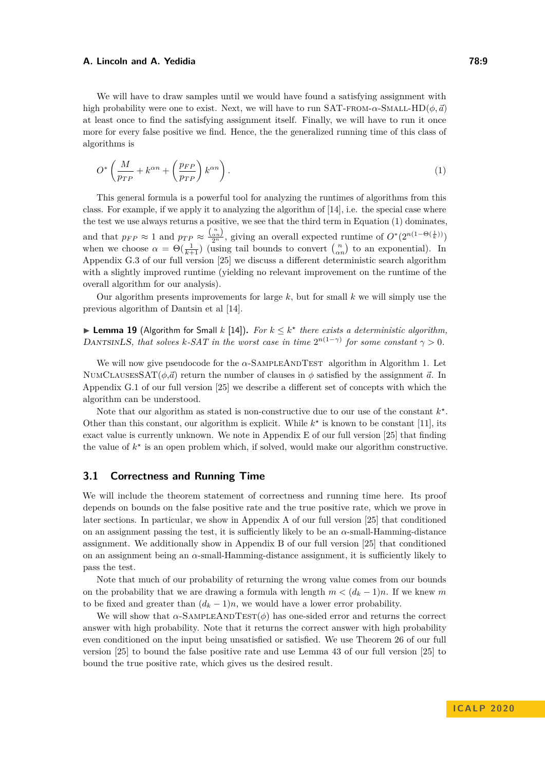We will have to draw samples until we would have found a satisfying assignment with high probability were one to exist. Next, we will have to run SAT-FROM-$\alpha$-SMALL-HD($\phi, \vec{a}$) at least once to find the satisfying assignment itself. Finally, we will have to run it once more for every false positive we find. Hence, the the generalized running time of this class of algorithms is

$$O^*\left(\frac{M}{p_{TP}} + k^{\alpha n} + \left(\frac{p_{FP}}{p_{TP}}\right) k^{\alpha n}\right). \tag{1}$$

This general formula is a powerful tool for analyzing the runtimes of algorithms from this class. For example, if we apply it to analyzing the algorithm of [14], i.e. the special case where the test we use always returns a positive, we see that the third term in Equation (1) dominates, and that $p_{FP} \approx 1$ and $p_{TP} \approx \frac{\binom{n}{\alpha n}}{2^n}$, giving an overall expected runtime of $O^*(2^{n(1-\Theta(\frac{1}{k}))})$ when we choose $\alpha = \Theta(\frac{1}{k+1})$ (using tail bounds to convert $\binom{n}{\alpha n}$ to an exponential). In Appendix G.3 of our full version [25] we discuss a different deterministic search algorithm with a slightly improved runtime (yielding no relevant improvement on the runtime of the overall algorithm for our analysis).

Our algorithm presents improvements for large $k$, but for small $k$ we will simply use the previous algorithm of Dantsin et al [14].

▶ **Lemma 19** (Algorithm for Small $k$ [14])**.** *For $k \le k^\star$ there exists a deterministic algorithm, DANTSINLS, that solves $k$-SAT in the worst case in time $2^{n(1-\gamma)}$ for some constant $\gamma > 0$.*

We will now give pseudocode for the $\alpha$-SAMPLEANDTEST algorithm in Algorithm 1. Let NUMCLAUSESSAT($\phi$,$\vec{a}$) return the number of clauses in $\phi$ satisfied by the assignment $\vec{a}$. In Appendix G.1 of our full version [25] we describe a different set of concepts with which the algorithm can be understood.

Note that our algorithm as stated is non-constructive due to our use of the constant $k^\star$. Other than this constant, our algorithm is explicit. While $k^\star$ is known to be constant [11], its exact value is currently unknown. We note in Appendix E of our full version [25] that finding the value of $k^\star$ is an open problem which, if solved, would make our algorithm constructive.

## 3.1 Correctness and Running Time

We will include the theorem statement of correctness and running time here. Its proof depends on bounds on the false positive rate and the true positive rate, which we prove in later sections. In particular, we show in Appendix A of our full version [25] that conditioned on an assignment passing the test, it is sufficiently likely to be an $\alpha$-small-Hamming-distance assignment. We additionally show in Appendix B of our full version [25] that conditioned on an assignment being an $\alpha$-small-Hamming-distance assignment, it is sufficiently likely to pass the test.

Note that much of our probability of returning the wrong value comes from our bounds on the probability that we are drawing a formula with length $m < (d_k - 1)n$. If we knew $m$ to be fixed and greater than $(d_k - 1)n$, we would have a lower error probability.

We will show that $\alpha$-SAMPLEANDTEST($\phi$) has one-sided error and returns the correct answer with high probability. Note that it returns the correct answer with high probability even conditioned on the input being unsatisfied or satisfied. We use Theorem 26 of our full version [25] to bound the false positive rate and use Lemma 43 of our full version [25] to bound the true positive rate, which gives us the desired result.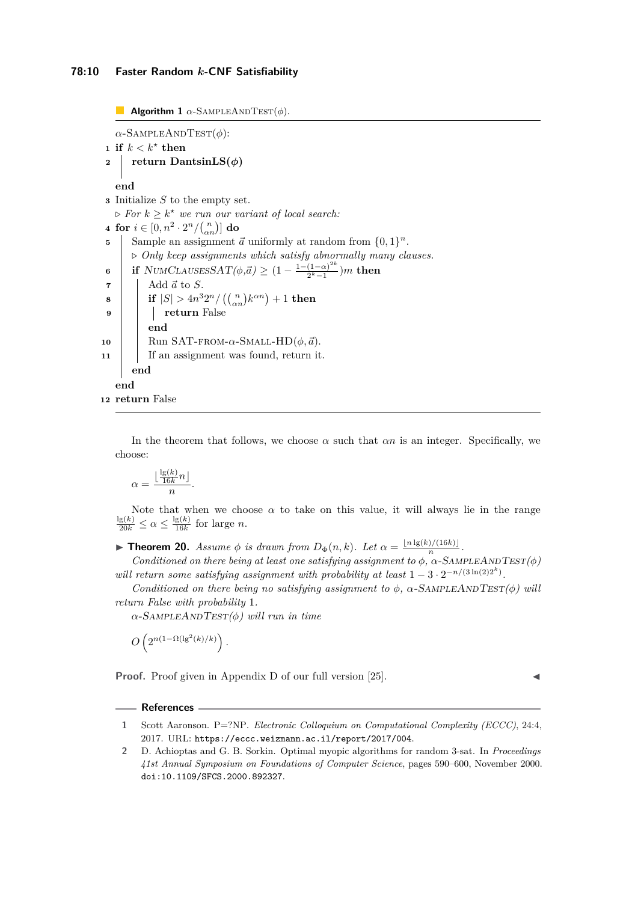**Algorithm 1** $\alpha$-SampleAndTest($\phi$).

```
α-SampleAndTest(φ):
1  if k < k⋆ then
2  |   return DantsinLS(φ)
   end
3  Initialize S to the empty set.
   ▷ For k ≥ k⋆ we run our variant of local search:
4  for i ∈ [0, n^2 · 2^n / (n choose αn)] do
5  |   Sample an assignment a⃗ uniformly at random from {0,1}^n.
   |   ▷ Only keep assignments which satisfy abnormally many clauses.
6  |   if NumClausesSAT(φ, a⃗) ≥ (1 − (1−(1−α)^{2k})/(2^k − 1)) m then
7  |   |   Add a⃗ to S.
8  |   |   if |S| > 4n^3 2^n / ((n choose αn) k^{αn}) + 1 then
9  |   |   |   return False
   |   |   end
10 |   |   Run SAT-from-α-Small-HD(φ, a⃗).
11 |   |   If an assignment was found, return it.
   |   end
   end
12 return False
```

In the theorem that follows, we choose $\alpha$ such that $\alpha n$ is an integer. Specifically, we choose:

$$\alpha = \frac{\lfloor \frac{\lg(k)}{16k} n \rfloor}{n}.$$

Note that when we choose $\alpha$ to take on this value, it will always lie in the range $\frac{\lg(k)}{20k} \leq \alpha \leq \frac{\lg(k)}{16k}$ for large $n$.

▶ **Theorem 20.** *Assume $\phi$ is drawn from $D_\Phi(n,k)$. Let $\alpha = \frac{\lfloor n \lg(k)/(16k) \rfloor}{n}$.*

*Conditioned on there being at least one satisfying assignment to $\phi$, $\alpha$-SampleAndTest($\phi$) will return some satisfying assignment with probability at least $1 - 3 \cdot 2^{-n/(3\ln(2)2^k)}$.*

*Conditioned on there being no satisfying assignment to $\phi$, $\alpha$-SampleAndTest($\phi$) will return False with probability 1.*

*$\alpha$-SampleAndTest($\phi$) will run in time*

$$O\left(2^{n(1-\Omega(\lg^2(k)/k))}\right).$$

**Proof.** Proof given in Appendix D of our full version [25]. ◀

## References

1. Scott Aaronson. P=?NP. *Electronic Colloquium on Computational Complexity (ECCC)*, 24:4, 2017. URL: https://eccc.weizmann.ac.il/report/2017/004.
2. D. Achioptas and G. B. Sorkin. Optimal myopic algorithms for random 3-sat. In *Proceedings 41st Annual Symposium on Foundations of Computer Science*, pages 590–600, November 2000. doi:10.1109/SFCS.2000.892327.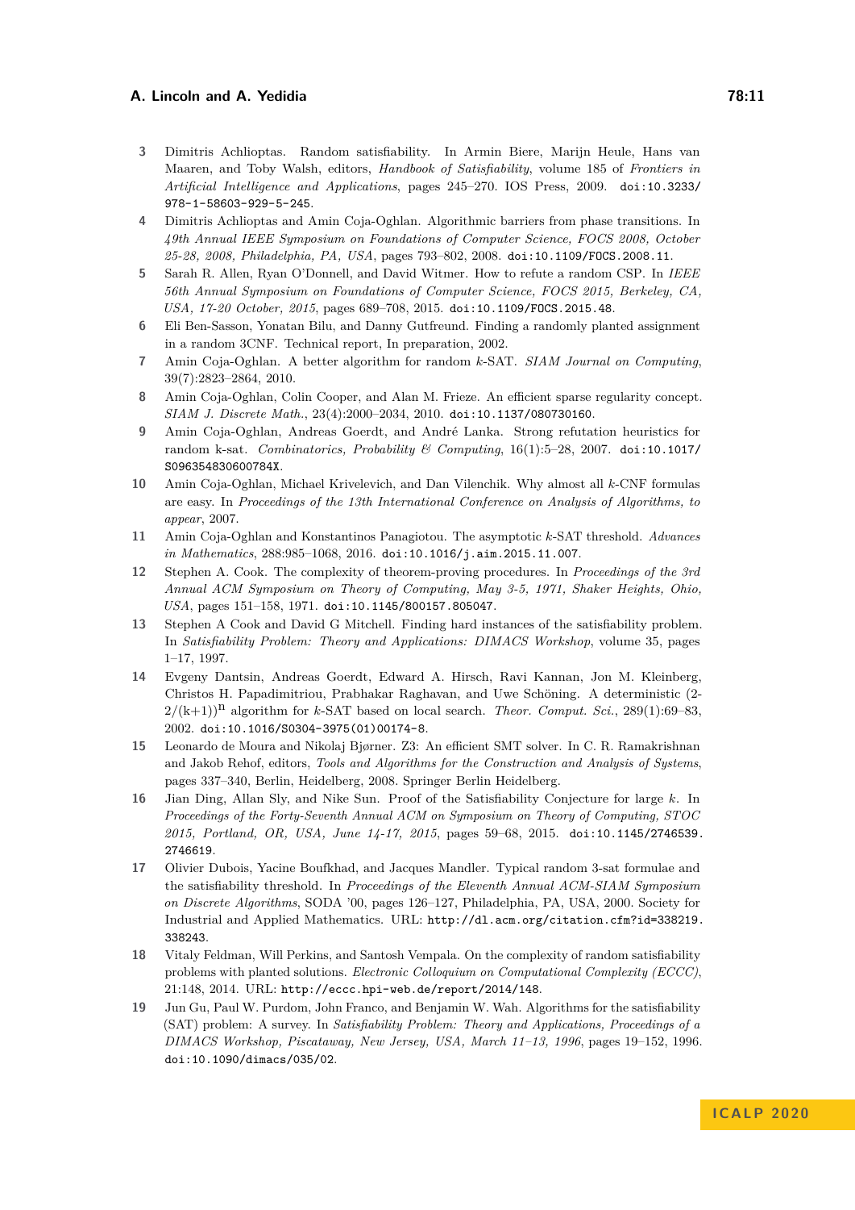3. Dimitris Achlioptas. Random satisfiability. In Armin Biere, Marijn Heule, Hans van Maaren, and Toby Walsh, editors, *Handbook of Satisfiability*, volume 185 of *Frontiers in Artificial Intelligence and Applications*, pages 245–270. IOS Press, 2009. doi:10.3233/978-1-58603-929-5-245.
4. Dimitris Achlioptas and Amin Coja-Oghlan. Algorithmic barriers from phase transitions. In *49th Annual IEEE Symposium on Foundations of Computer Science, FOCS 2008, October 25-28, 2008, Philadelphia, PA, USA*, pages 793–802, 2008. doi:10.1109/FOCS.2008.11.
5. Sarah R. Allen, Ryan O'Donnell, and David Witmer. How to refute a random CSP. In *IEEE 56th Annual Symposium on Foundations of Computer Science, FOCS 2015, Berkeley, CA, USA, 17-20 October, 2015*, pages 689–708, 2015. doi:10.1109/FOCS.2015.48.
6. Eli Ben-Sasson, Yonatan Bilu, and Danny Gutfreund. Finding a randomly planted assignment in a random 3CNF. Technical report, In preparation, 2002.
7. Amin Coja-Oghlan. A better algorithm for random $k$-SAT. *SIAM Journal on Computing*, 39(7):2823–2864, 2010.
8. Amin Coja-Oghlan, Colin Cooper, and Alan M. Frieze. An efficient sparse regularity concept. *SIAM J. Discrete Math.*, 23(4):2000–2034, 2010. doi:10.1137/080730160.
9. Amin Coja-Oghlan, Andreas Goerdt, and André Lanka. Strong refutation heuristics for random k-sat. *Combinatorics, Probability & Computing*, 16(1):5–28, 2007. doi:10.1017/S096354830600784X.
10. Amin Coja-Oghlan, Michael Krivelevich, and Dan Vilenchik. Why almost all $k$-CNF formulas are easy. In *Proceedings of the 13th International Conference on Analysis of Algorithms, to appear*, 2007.
11. Amin Coja-Oghlan and Konstantinos Panagiotou. The asymptotic $k$-SAT threshold. *Advances in Mathematics*, 288:985–1068, 2016. doi:10.1016/j.aim.2015.11.007.
12. Stephen A. Cook. The complexity of theorem-proving procedures. In *Proceedings of the 3rd Annual ACM Symposium on Theory of Computing, May 3-5, 1971, Shaker Heights, Ohio, USA*, pages 151–158, 1971. doi:10.1145/800157.805047.
13. Stephen A Cook and David G Mitchell. Finding hard instances of the satisfiability problem. In *Satisfiability Problem: Theory and Applications: DIMACS Workshop*, volume 35, pages 1–17, 1997.
14. Evgeny Dantsin, Andreas Goerdt, Edward A. Hirsch, Ravi Kannan, Jon M. Kleinberg, Christos H. Papadimitriou, Prabhakar Raghavan, and Uwe Schöning. A deterministic $(2-2/(k+1))^n$ algorithm for $k$-SAT based on local search. *Theor. Comput. Sci.*, 289(1):69–83, 2002. doi:10.1016/S0304-3975(01)00174-8.
15. Leonardo de Moura and Nikolaj Bjørner. Z3: An efficient SMT solver. In C. R. Ramakrishnan and Jakob Rehof, editors, *Tools and Algorithms for the Construction and Analysis of Systems*, pages 337–340, Berlin, Heidelberg, 2008. Springer Berlin Heidelberg.
16. Jian Ding, Allan Sly, and Nike Sun. Proof of the Satisfiability Conjecture for large $k$. In *Proceedings of the Forty-Seventh Annual ACM on Symposium on Theory of Computing, STOC 2015, Portland, OR, USA, June 14-17, 2015*, pages 59–68, 2015. doi:10.1145/2746539.2746619.
17. Olivier Dubois, Yacine Boufkhad, and Jacques Mandler. Typical random 3-sat formulae and the satisfiability threshold. In *Proceedings of the Eleventh Annual ACM-SIAM Symposium on Discrete Algorithms*, SODA '00, pages 126–127, Philadelphia, PA, USA, 2000. Society for Industrial and Applied Mathematics. URL: http://dl.acm.org/citation.cfm?id=338219.338243.
18. Vitaly Feldman, Will Perkins, and Santosh Vempala. On the complexity of random satisfiability problems with planted solutions. *Electronic Colloquium on Computational Complexity (ECCC)*, 21:148, 2014. URL: http://eccc.hpi-web.de/report/2014/148.
19. Jun Gu, Paul W. Purdom, John Franco, and Benjamin W. Wah. Algorithms for the satisfiability (SAT) problem: A survey. In *Satisfiability Problem: Theory and Applications, Proceedings of a DIMACS Workshop, Piscataway, New Jersey, USA, March 11–13, 1996*, pages 19–152, 1996. doi:10.1090/dimacs/035/02.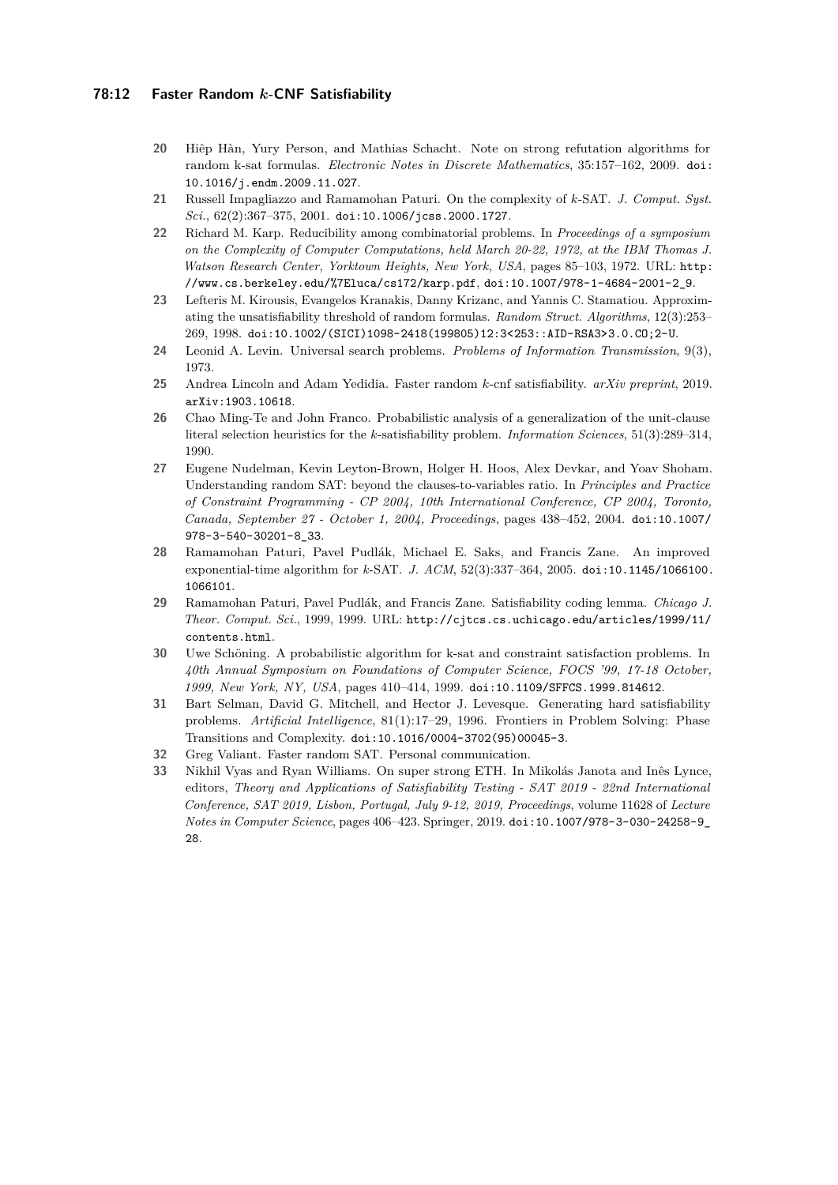20 Hiệp Hàn, Yury Person, and Mathias Schacht. Note on strong refutation algorithms for random k-sat formulas. *Electronic Notes in Discrete Mathematics*, 35:157–162, 2009. doi:10.1016/j.endm.2009.11.027.

21 Russell Impagliazzo and Ramamohan Paturi. On the complexity of $k$-SAT. *J. Comput. Syst. Sci.*, 62(2):367–375, 2001. doi:10.1006/jcss.2000.1727.

22 Richard M. Karp. Reducibility among combinatorial problems. In *Proceedings of a symposium on the Complexity of Computer Computations, held March 20-22, 1972, at the IBM Thomas J. Watson Research Center, Yorktown Heights, New York, USA*, pages 85–103, 1972. URL: http://www.cs.berkeley.edu/%7Eluca/cs172/karp.pdf, doi:10.1007/978-1-4684-2001-2_9.

23 Lefteris M. Kirousis, Evangelos Kranakis, Danny Krizanc, and Yannis C. Stamatiou. Approximating the unsatisfiability threshold of random formulas. *Random Struct. Algorithms*, 12(3):253–269, 1998. doi:10.1002/(SICI)1098-2418(199805)12:3<253::AID-RSA3>3.0.CO;2-U.

24 Leonid A. Levin. Universal search problems. *Problems of Information Transmission*, 9(3), 1973.

25 Andrea Lincoln and Adam Yedidia. Faster random $k$-cnf satisfiability. *arXiv preprint*, 2019. arXiv:1903.10618.

26 Chao Ming-Te and John Franco. Probabilistic analysis of a generalization of the unit-clause literal selection heuristics for the $k$-satisfiability problem. *Information Sciences*, 51(3):289–314, 1990.

27 Eugene Nudelman, Kevin Leyton-Brown, Holger H. Hoos, Alex Devkar, and Yoav Shoham. Understanding random SAT: beyond the clauses-to-variables ratio. In *Principles and Practice of Constraint Programming - CP 2004, 10th International Conference, CP 2004, Toronto, Canada, September 27 - October 1, 2004, Proceedings*, pages 438–452, 2004. doi:10.1007/978-3-540-30201-8_33.

28 Ramamohan Paturi, Pavel Pudlák, Michael E. Saks, and Francis Zane. An improved exponential-time algorithm for $k$-SAT. *J. ACM*, 52(3):337–364, 2005. doi:10.1145/1066100.1066101.

29 Ramamohan Paturi, Pavel Pudlák, and Francis Zane. Satisfiability coding lemma. *Chicago J. Theor. Comput. Sci.*, 1999, 1999. URL: http://cjtcs.cs.uchicago.edu/articles/1999/11/contents.html.

30 Uwe Schöning. A probabilistic algorithm for k-sat and constraint satisfaction problems. In *40th Annual Symposium on Foundations of Computer Science, FOCS '99, 17-18 October, 1999, New York, NY, USA*, pages 410–414, 1999. doi:10.1109/SFFCS.1999.814612.

31 Bart Selman, David G. Mitchell, and Hector J. Levesque. Generating hard satisfiability problems. *Artificial Intelligence*, 81(1):17–29, 1996. Frontiers in Problem Solving: Phase Transitions and Complexity. doi:10.1016/0004-3702(95)00045-3.

32 Greg Valiant. Faster random SAT. Personal communication.

33 Nikhil Vyas and Ryan Williams. On super strong ETH. In Mikolás Janota and Inês Lynce, editors, *Theory and Applications of Satisfiability Testing - SAT 2019 - 22nd International Conference, SAT 2019, Lisbon, Portugal, July 9-12, 2019, Proceedings*, volume 11628 of *Lecture Notes in Computer Science*, pages 406–423. Springer, 2019. doi:10.1007/978-3-030-24258-9_28.